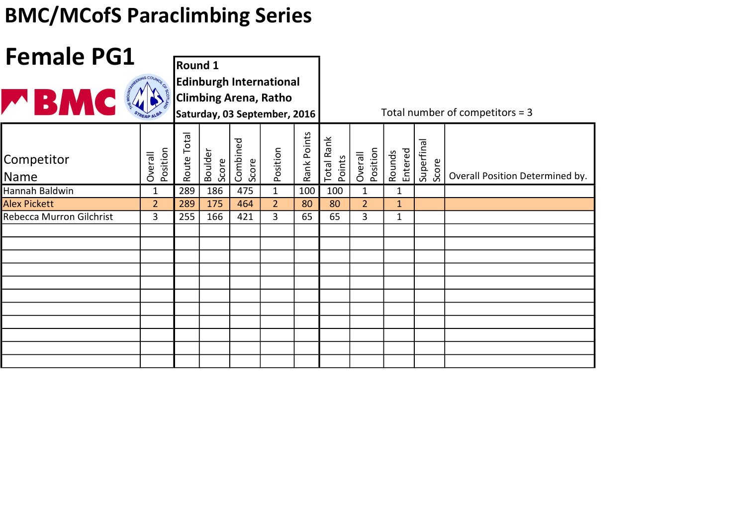# BMC/MCofS Paraclimbing Series

## Female PG1

**Round 1**
**Edinburgh International Climbing Arena, Ratho**
**Saturday, 03 September, 2016**

Total number of competitors = 3

| Competitor Name | Overall Position | Route Total | Boulder Score | Combined Score | Position | Rank Points | Total Rank Points | Overall Position | Rounds Entered | Superfinal Score | Overall Position Determined by. |
|---|---|---|---|---|---|---|---|---|---|---|---|
| Hannah Baldwin | 1 | 289 | 186 | 475 | 1 | 100 | 100 | 1 | 1 | | |
| Alex Pickett | 2 | 289 | 175 | 464 | 2 | 80 | 80 | 2 | 1 | | |
| Rebecca Murron Gilchrist | 3 | 255 | 166 | 421 | 3 | 65 | 65 | 3 | 1 | | |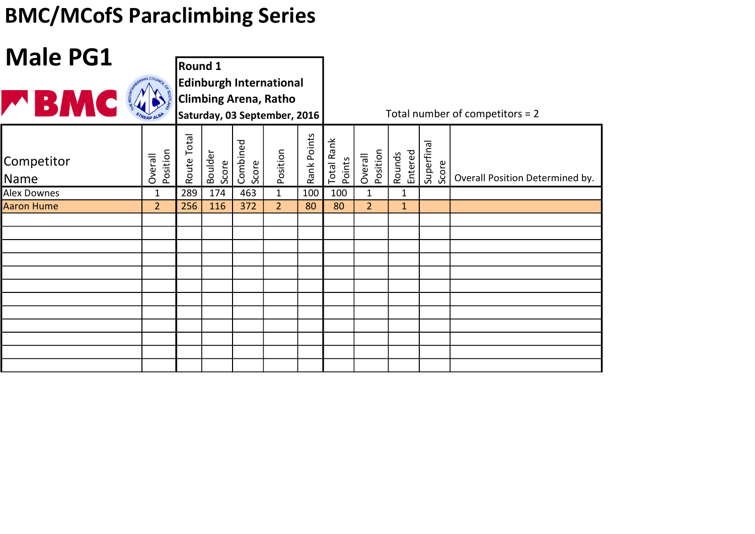# BMC/MCofS Paraclimbing Series

## Male PG1

**Round 1**
**Edinburgh International Climbing Arena, Ratho**
**Saturday, 03 September, 2016**

Total number of competitors = 2

| Competitor Name | Overall Position | Route Total | Boulder Score | Combined Score | Position | Rank Points | Total Rank Points | Overall Position | Rounds Entered | Superfinal Score | Overall Position Determined by. |
|---|---|---|---|---|---|---|---|---|---|---|---|
| Alex Downes | 1 | 289 | 174 | 463 | 1 | 100 | 100 | 1 | 1 | | |
| Aaron Hume | 2 | 256 | 116 | 372 | 2 | 80 | 80 | 2 | 1 | | |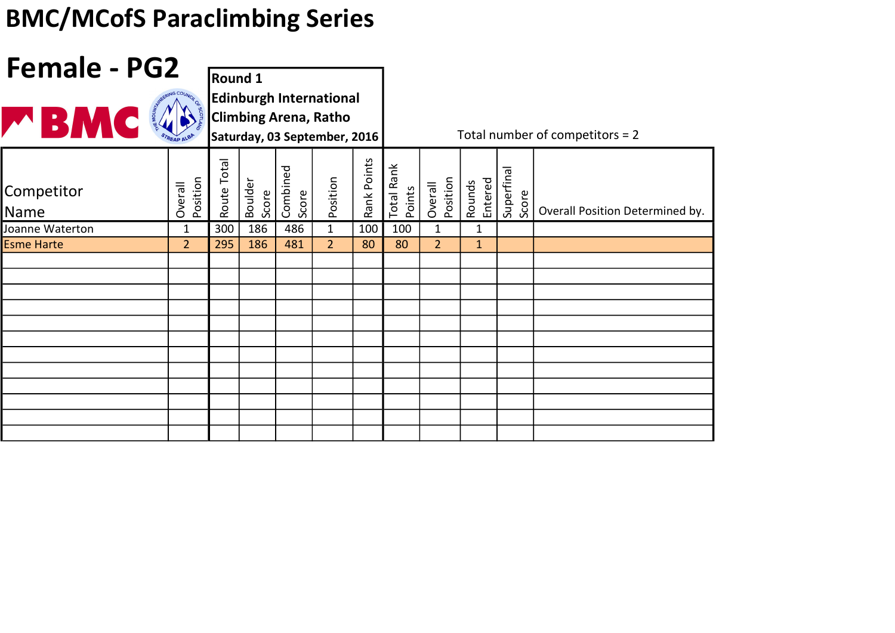# BMC/MCofS Paraclimbing Series

## Female - PG2

**Round 1**
**Edinburgh International Climbing Arena, Ratho**
**Saturday, 03 September, 2016**

Total number of competitors = 2

| Competitor Name | Overall Position | Route Total | Boulder Score | Combined Score | Position | Rank Points | Total Rank Points | Overall Position | Rounds Entered | Superfinal Score | Overall Position Determined by. |
|---|---|---|---|---|---|---|---|---|---|---|---|
| Joanne Waterton | 1 | 300 | 186 | 486 | 1 | 100 | 100 | 1 | 1 | | |
| Esme Harte | 2 | 295 | 186 | 481 | 2 | 80 | 80 | 2 | 1 | | |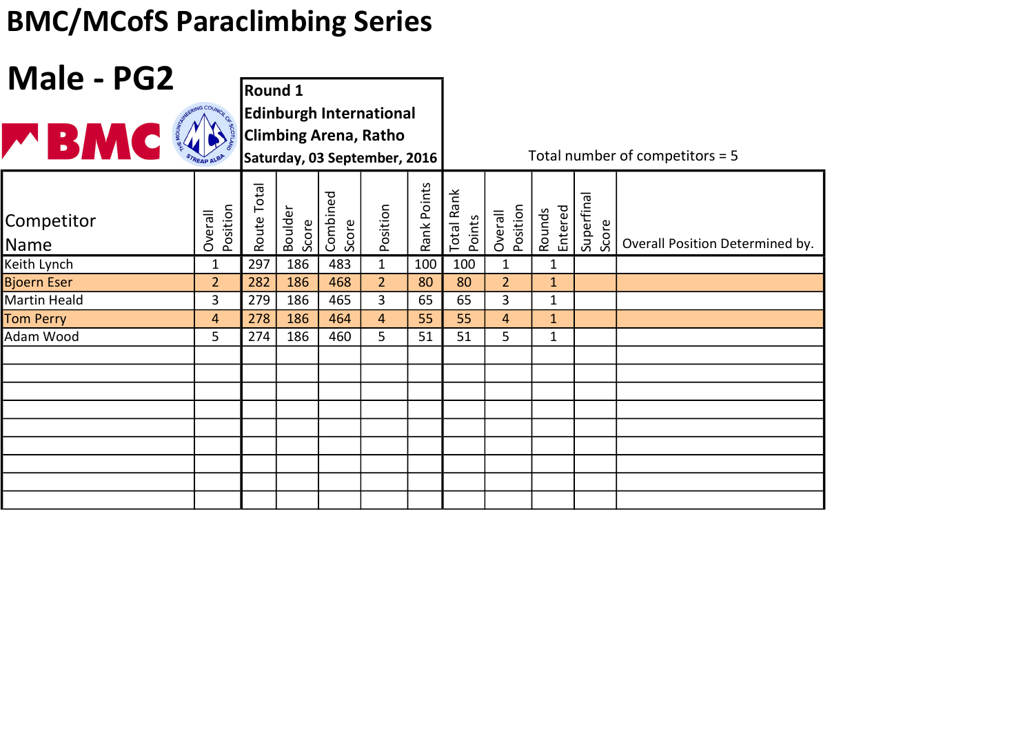# BMC/MCofS Paraclimbing Series

## Male - PG2

**Round 1**
**Edinburgh International Climbing Arena, Ratho**
**Saturday, 03 September, 2016**

Total number of competitors = 5

| Competitor Name | Overall Position | Route Total | Boulder Score | Combined Score | Position | Rank Points | Total Rank Points | Overall Position | Rounds Entered | Superfinal Score | Overall Position Determined by. |
|---|---|---|---|---|---|---|---|---|---|---|---|
| Keith Lynch | 1 | 297 | 186 | 483 | 1 | 100 | 100 | 1 | 1 | | |
| Bjoern Eser | 2 | 282 | 186 | 468 | 2 | 80 | 80 | 2 | 1 | | |
| Martin Heald | 3 | 279 | 186 | 465 | 3 | 65 | 65 | 3 | 1 | | |
| Tom Perry | 4 | 278 | 186 | 464 | 4 | 55 | 55 | 4 | 1 | | |
| Adam Wood | 5 | 274 | 186 | 460 | 5 | 51 | 51 | 5 | 1 | | |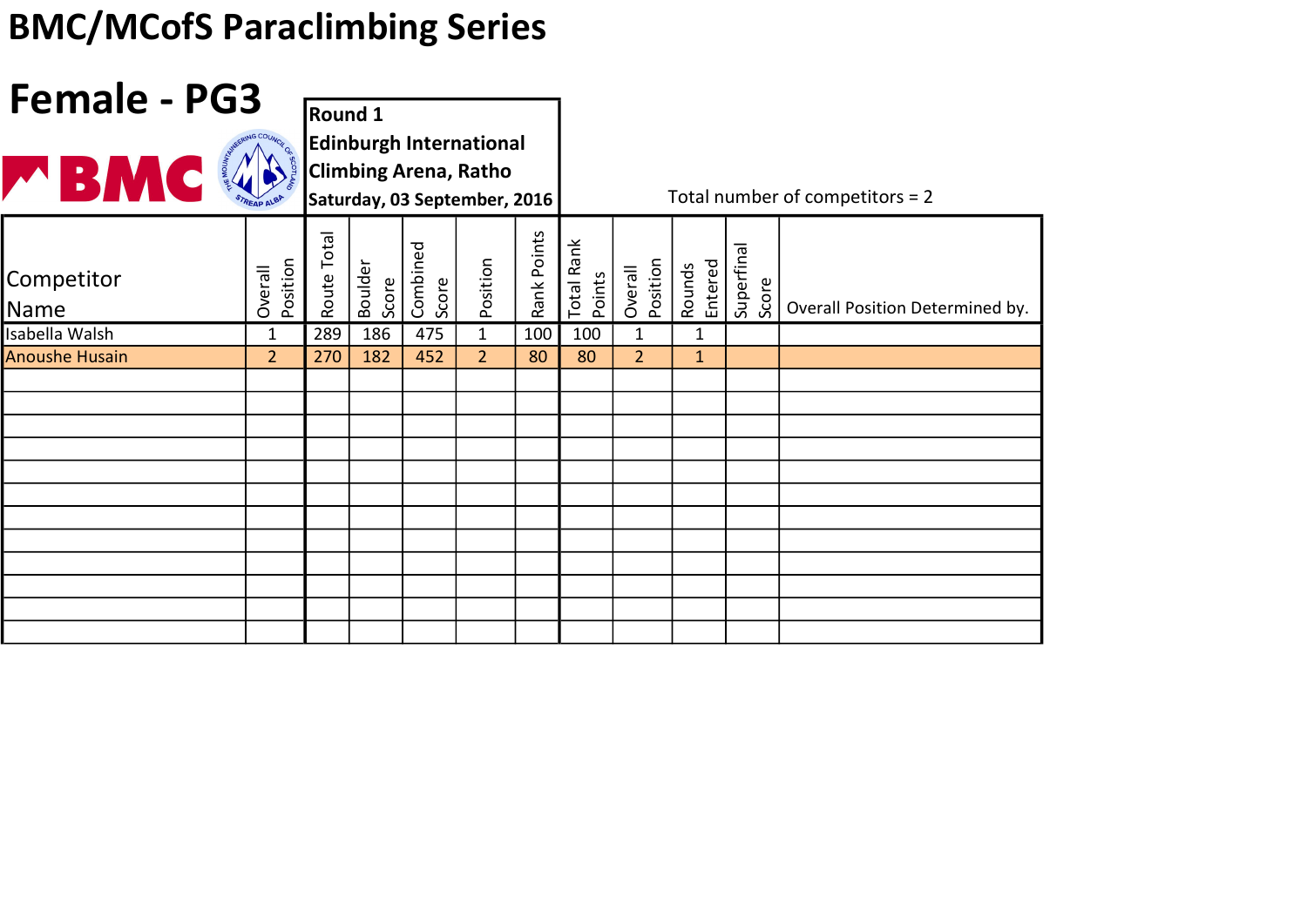# BMC/MCofS Paraclimbing Series

## Female - PG3

BMC

**Round 1**
**Edinburgh International Climbing Arena, Ratho**
**Saturday, 03 September, 2016**

Total number of competitors = 2

| Competitor Name | Overall Position | Route Total | Boulder Score | Combined Score | Position | Rank Points | Total Rank Points | Overall Position | Rounds Entered | Superfinal Score | Overall Position Determined by. |
|---|---|---|---|---|---|---|---|---|---|---|---|
| Isabella Walsh | 1 | 289 | 186 | 475 | 1 | 100 | 100 | 1 | 1 | | |
| Anoushe Husain | 2 | 270 | 182 | 452 | 2 | 80 | 80 | 2 | 1 | | |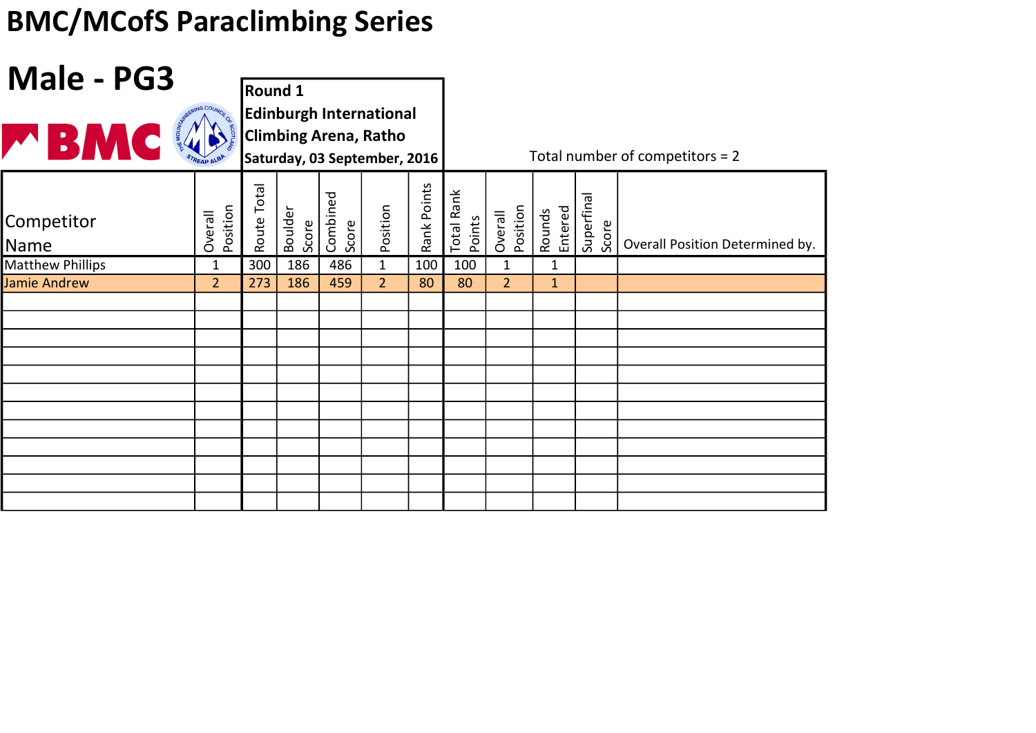# BMC/MCofS Paraclimbing Series

## Male - PG3

**Round 1**
**Edinburgh International Climbing Arena, Ratho**
**Saturday, 03 September, 2016**

Total number of competitors = 2

| Competitor Name | Overall Position | Route Total | Boulder Score | Combined Score | Position | Rank Points | Total Rank Points | Overall Position | Rounds Entered | Superfinal Score | Overall Position Determined by. |
|---|---|---|---|---|---|---|---|---|---|---|---|
| Matthew Phillips | 1 | 300 | 186 | 486 | 1 | 100 | 100 | 1 | 1 | | |
| Jamie Andrew | 2 | 273 | 186 | 459 | 2 | 80 | 80 | 2 | 1 | | |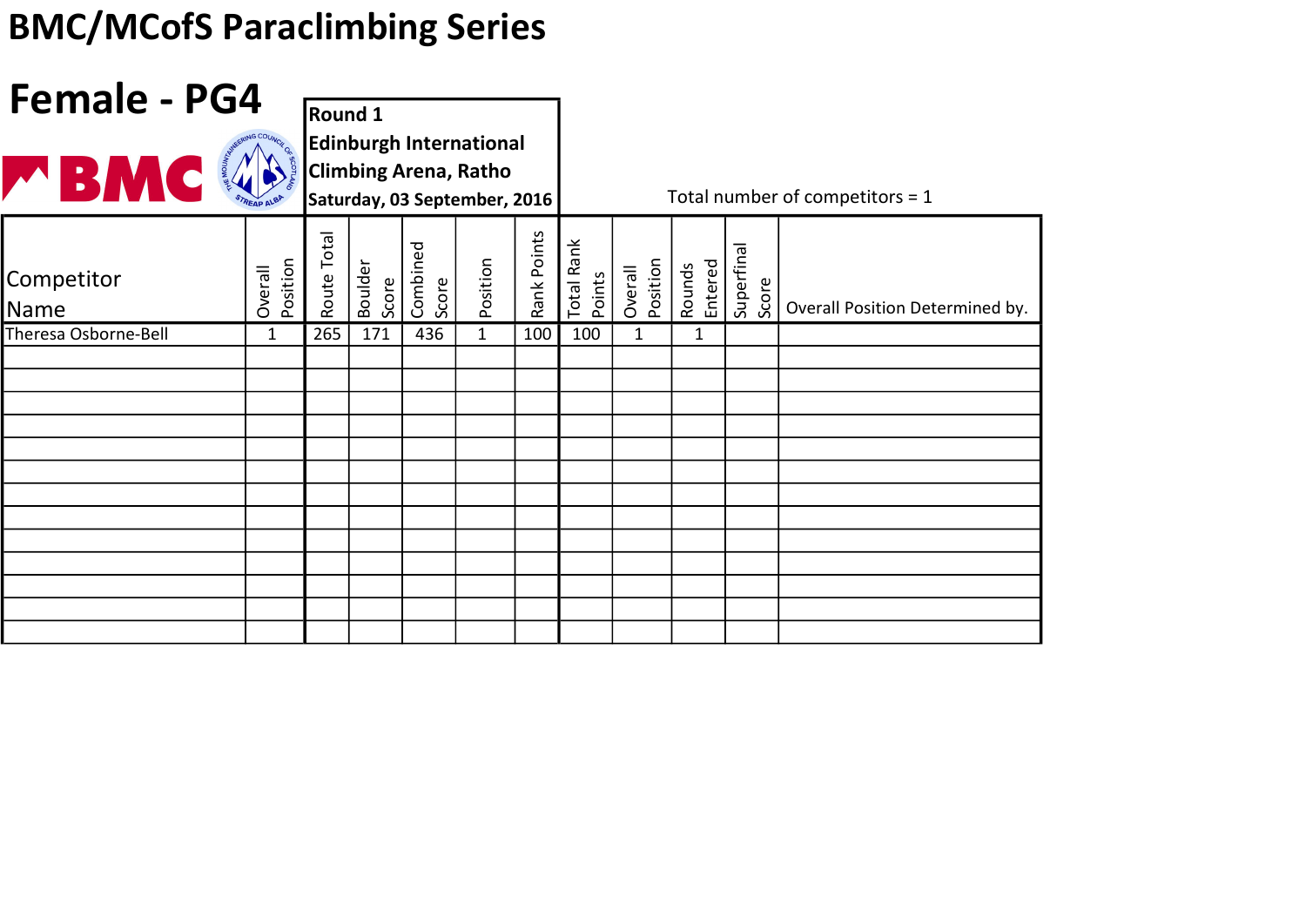# BMC/MCofS Paraclimbing Series

## Female - PG4

**Round 1**
**Edinburgh International Climbing Arena, Ratho**
**Saturday, 03 September, 2016**

Total number of competitors = 1

| Competitor Name | Overall Position | Route Total | Boulder Score | Combined Score | Position | Rank Points | Total Rank Points | Overall Position | Rounds Entered | Superfinal Score | Overall Position Determined by. |
|---|---|---|---|---|---|---|---|---|---|---|---|
| Theresa Osborne-Bell | 1 | 265 | 171 | 436 | 1 | 100 | 100 | 1 | 1 | | |
| | | | | | | | | | | | |
| | | | | | | | | | | | |
| | | | | | | | | | | | |
| | | | | | | | | | | | |
| | | | | | | | | | | | |
| | | | | | | | | | | | |
| | | | | | | | | | | | |
| | | | | | | | | | | | |
| | | | | | | | | | | | |
| | | | | | | | | | | | |
| | | | | | | | | | | | |
| | | | | | | | | | | | |
| | | | | | | | | | | | |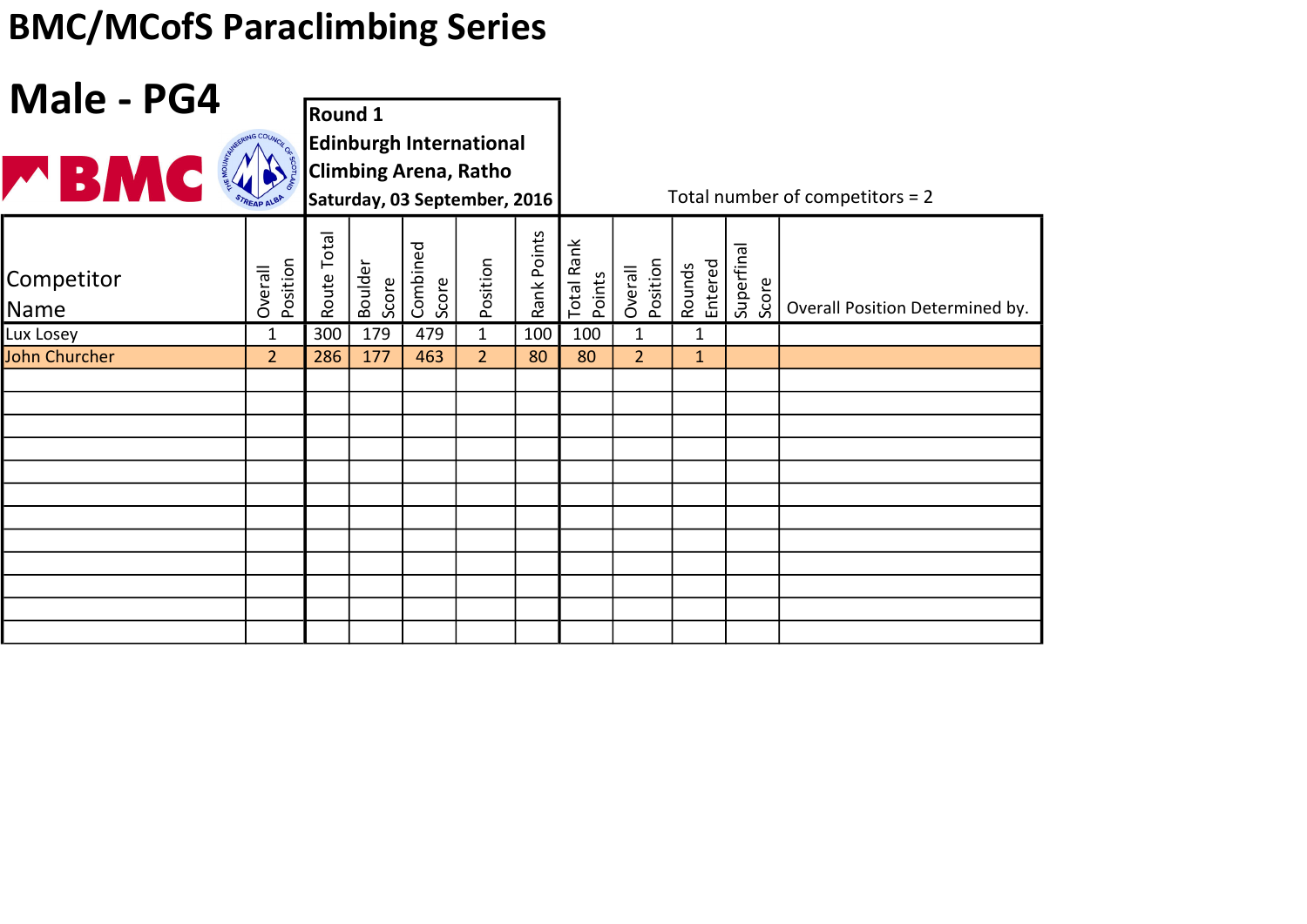# BMC/MCofS Paraclimbing Series

## Male - PG4

**Round 1**
**Edinburgh International Climbing Arena, Ratho**
**Saturday, 03 September, 2016**

Total number of competitors = 2

| Competitor Name | Overall Position | Route Total | Boulder Score | Combined Score | Position | Rank Points | Total Rank Points | Overall Position | Rounds Entered | Superfinal Score | Overall Position Determined by. |
|---|---|---|---|---|---|---|---|---|---|---|---|
| Lux Losey | 1 | 300 | 179 | 479 | 1 | 100 | 100 | 1 | 1 | | |
| John Churcher | 2 | 286 | 177 | 463 | 2 | 80 | 80 | 2 | 1 | | |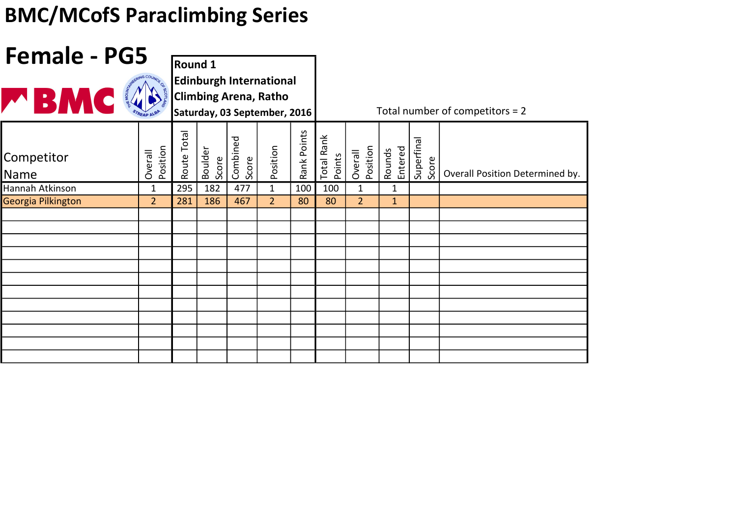# BMC/MCofS Paraclimbing Series

## Female - PG5

**Round 1**
**Edinburgh International Climbing Arena, Ratho**
**Saturday, 03 September, 2016**

Total number of competitors = 2

| Competitor Name | Overall Position | Route Total | Boulder Score | Combined Score | Position | Rank Points | Total Rank Points | Overall Position | Rounds Entered | Superfinal Score | Overall Position Determined by. |
|---|---|---|---|---|---|---|---|---|---|---|---|
| Hannah Atkinson | 1 | 295 | 182 | 477 | 1 | 100 | 100 | 1 | 1 | | |
| Georgia Pilkington | 2 | 281 | 186 | 467 | 2 | 80 | 80 | 2 | 1 | | |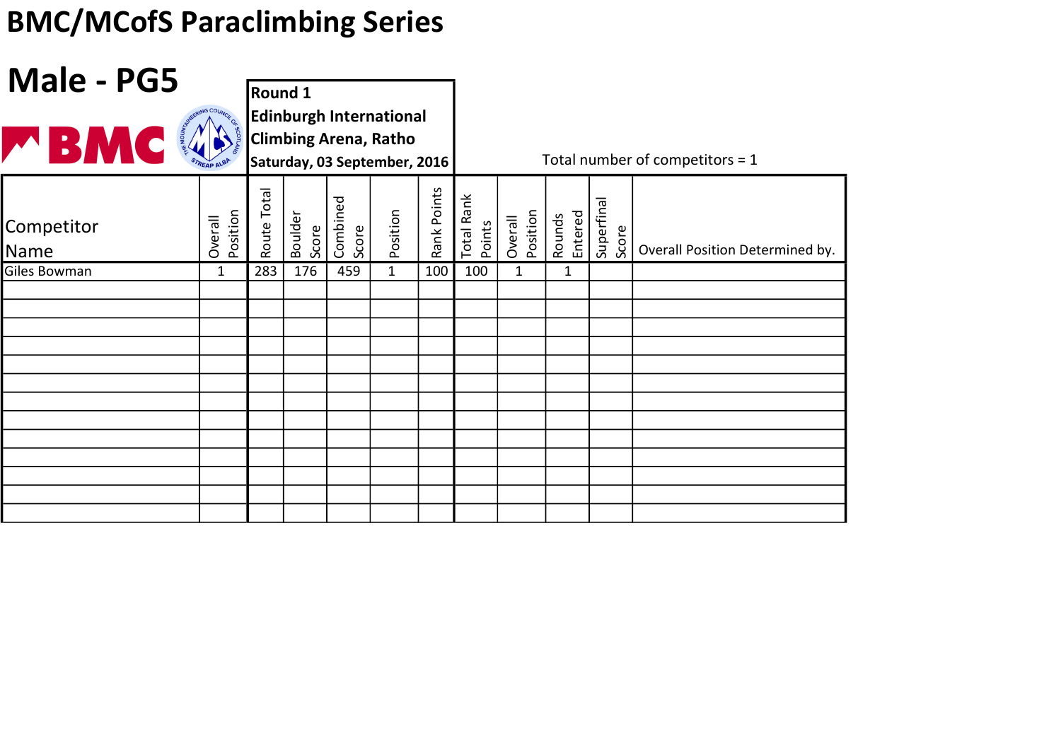# BMC/MCofS Paraclimbing Series

## Male - PG5

**Round 1**
**Edinburgh International Climbing Arena, Ratho**
**Saturday, 03 September, 2016**

Total number of competitors = 1

| Competitor Name | Overall Position | Route Total | Boulder Score | Combined Score | Position | Rank Points | Total Rank Points | Overall Position | Rounds Entered | Superfinal Score | Overall Position Determined by. |
|---|---|---|---|---|---|---|---|---|---|---|---|
| Giles Bowman | 1 | 283 | 176 | 459 | 1 | 100 | 100 | 1 | 1 | | |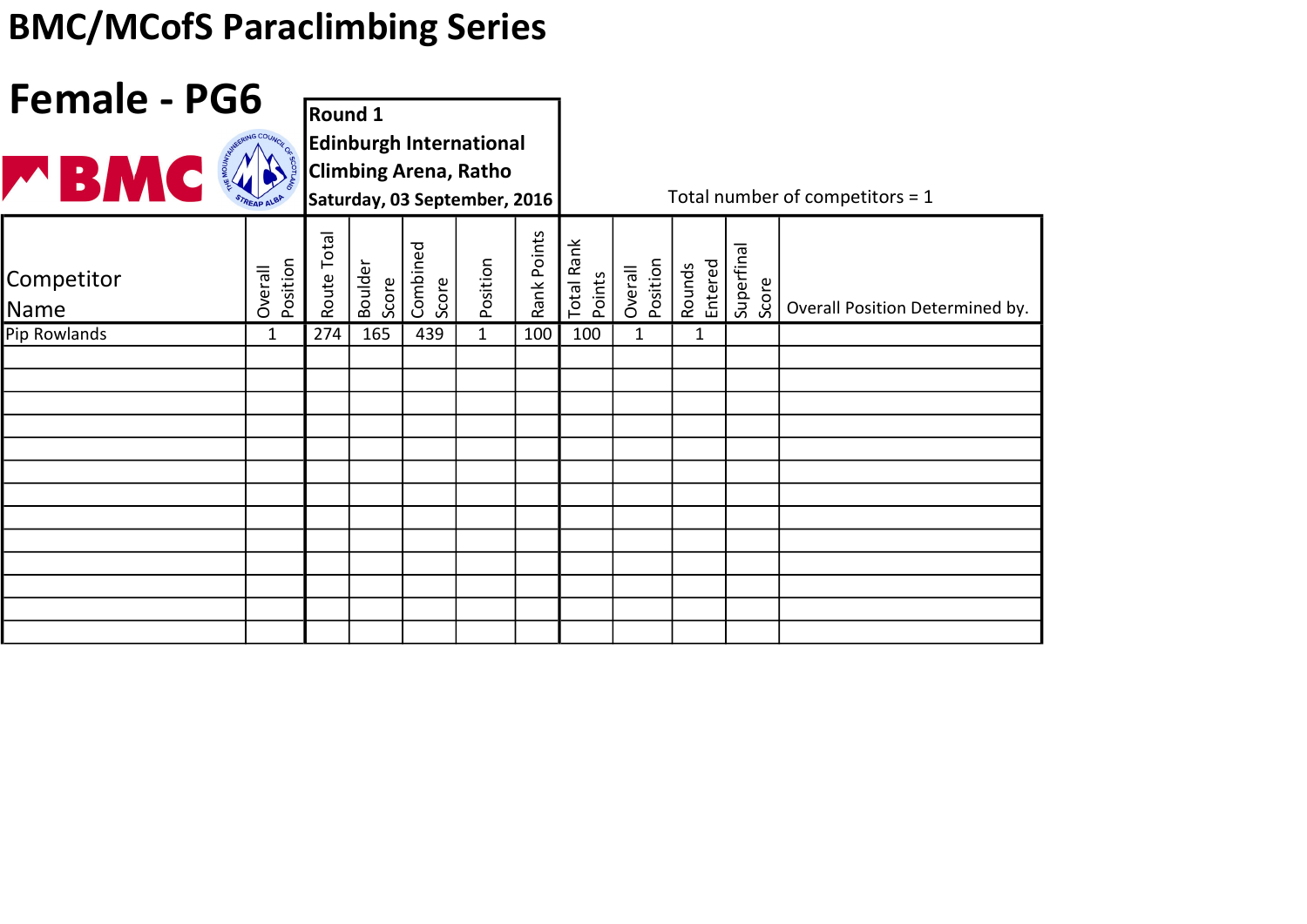# BMC/MCofS Paraclimbing Series

## Female - PG6

**Round 1**
**Edinburgh International Climbing Arena, Ratho**
**Saturday, 03 September, 2016**

Total number of competitors = 1

| Competitor Name | Overall Position | Route Total | Boulder Score | Combined Score | Position | Rank Points | Total Rank Points | Overall Position | Rounds Entered | Superfinal Score | Overall Position Determined by. |
|---|---|---|---|---|---|---|---|---|---|---|---|
| Pip Rowlands | 1 | 274 | 165 | 439 | 1 | 100 | 100 | 1 | 1 | | |
| | | | | | | | | | | | |
| | | | | | | | | | | | |
| | | | | | | | | | | | |
| | | | | | | | | | | | |
| | | | | | | | | | | | |
| | | | | | | | | | | | |
| | | | | | | | | | | | |
| | | | | | | | | | | | |
| | | | | | | | | | | | |
| | | | | | | | | | | | |
| | | | | | | | | | | | |
| | | | | | | | | | | | |
| | | | | | | | | | | | |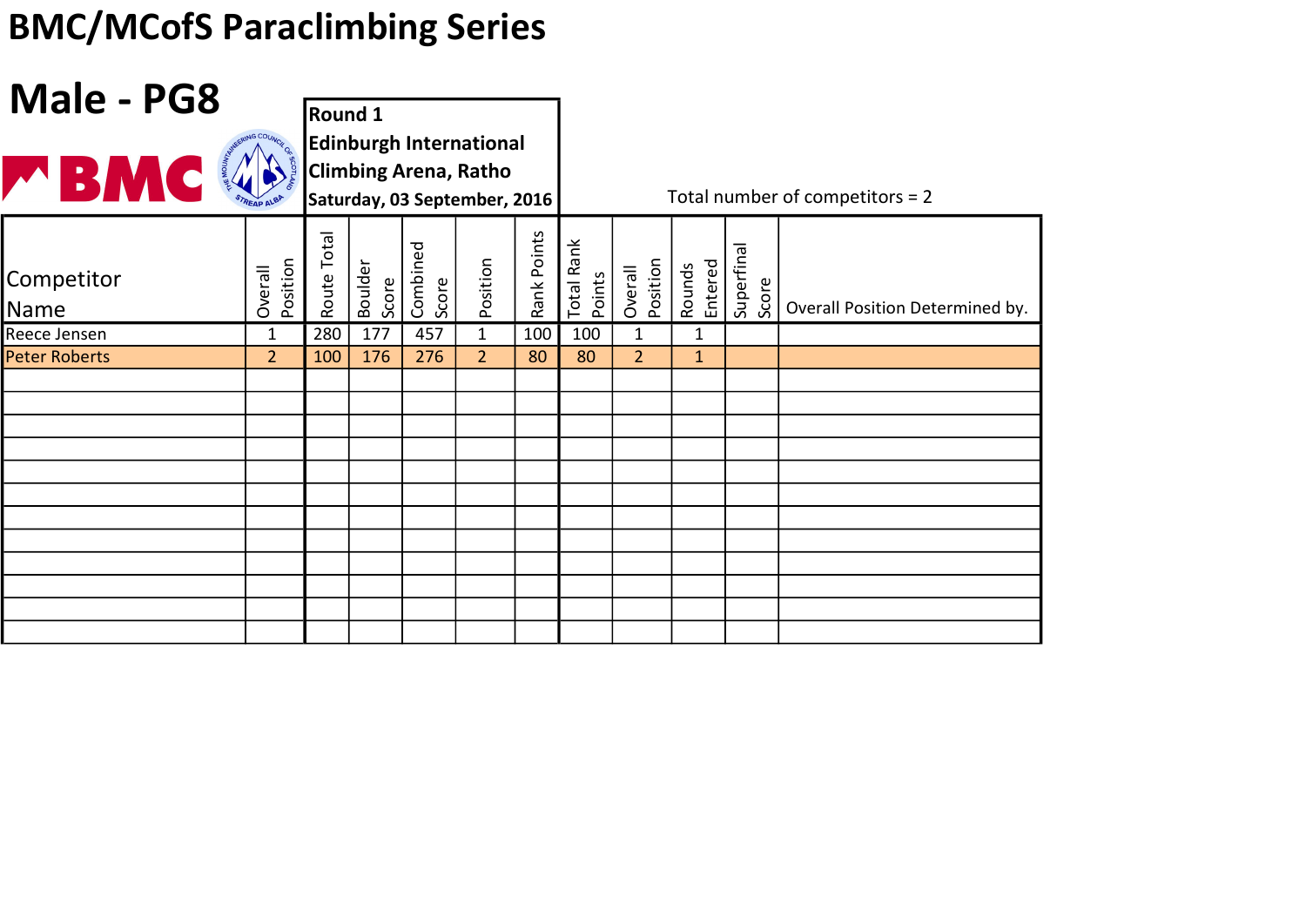# BMC/MCofS Paraclimbing Series

## Male - PG8

**Round 1**
**Edinburgh International Climbing Arena, Ratho**
**Saturday, 03 September, 2016**

Total number of competitors = 2

| Competitor Name | Overall Position | Route Total | Boulder Score | Combined Score | Position | Rank Points | Total Rank Points | Overall Position | Rounds Entered | Superfinal Score | Overall Position Determined by. |
|---|---|---|---|---|---|---|---|---|---|---|---|
| Reece Jensen | 1 | 280 | 177 | 457 | 1 | 100 | 100 | 1 | 1 | | |
| Peter Roberts | 2 | 100 | 176 | 276 | 2 | 80 | 80 | 2 | 1 | | |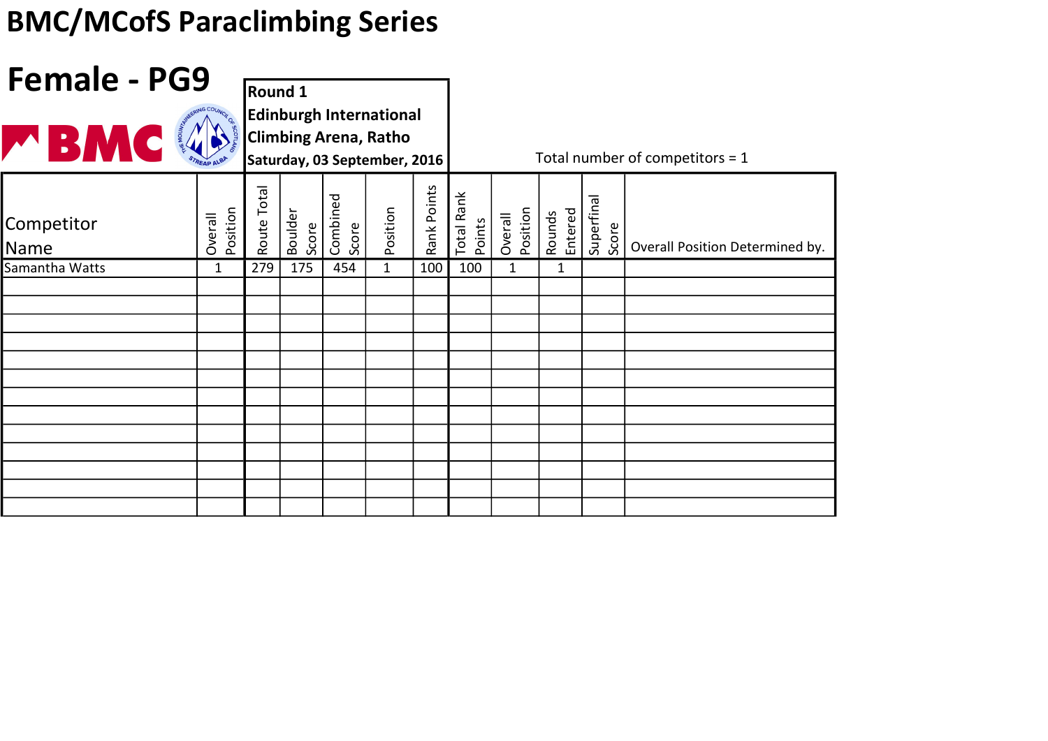# BMC/MCofS Paraclimbing Series

## Female - PG9

**Round 1**
**Edinburgh International Climbing Arena, Ratho**
**Saturday, 03 September, 2016**

Total number of competitors = 1

| Competitor Name | Overall Position | Route Total | Boulder Score | Combined Score | Position | Rank Points | Total Rank Points | Overall Position | Rounds Entered | Superfinal Score | Overall Position Determined by. |
|---|---|---|---|---|---|---|---|---|---|---|---|
| Samantha Watts | 1 | 279 | 175 | 454 | 1 | 100 | 100 | 1 | 1 | | |
| | | | | | | | | | | | |
| | | | | | | | | | | | |
| | | | | | | | | | | | |
| | | | | | | | | | | | |
| | | | | | | | | | | | |
| | | | | | | | | | | | |
| | | | | | | | | | | | |
| | | | | | | | | | | | |
| | | | | | | | | | | | |
| | | | | | | | | | | | |
| | | | | | | | | | | | |
| | | | | | | | | | | | |
| | | | | | | | | | | | |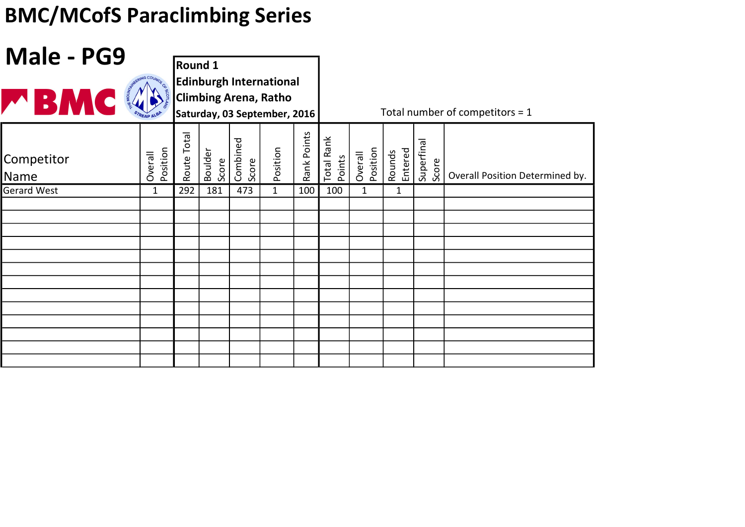# BMC/MCofS Paraclimbing Series

## Male - PG9

**Round 1**
**Edinburgh International Climbing Arena, Ratho**
**Saturday, 03 September, 2016**

Total number of competitors = 1

| Competitor Name | Overall Position | Route Total | Boulder Score | Combined Score | Position | Rank Points | Total Rank Points | Overall Position | Rounds Entered | Superfinal Score | Overall Position Determined by. |
|---|---|---|---|---|---|---|---|---|---|---|---|
| Gerard West | 1 | 292 | 181 | 473 | 1 | 100 | 100 | 1 | 1 | | |